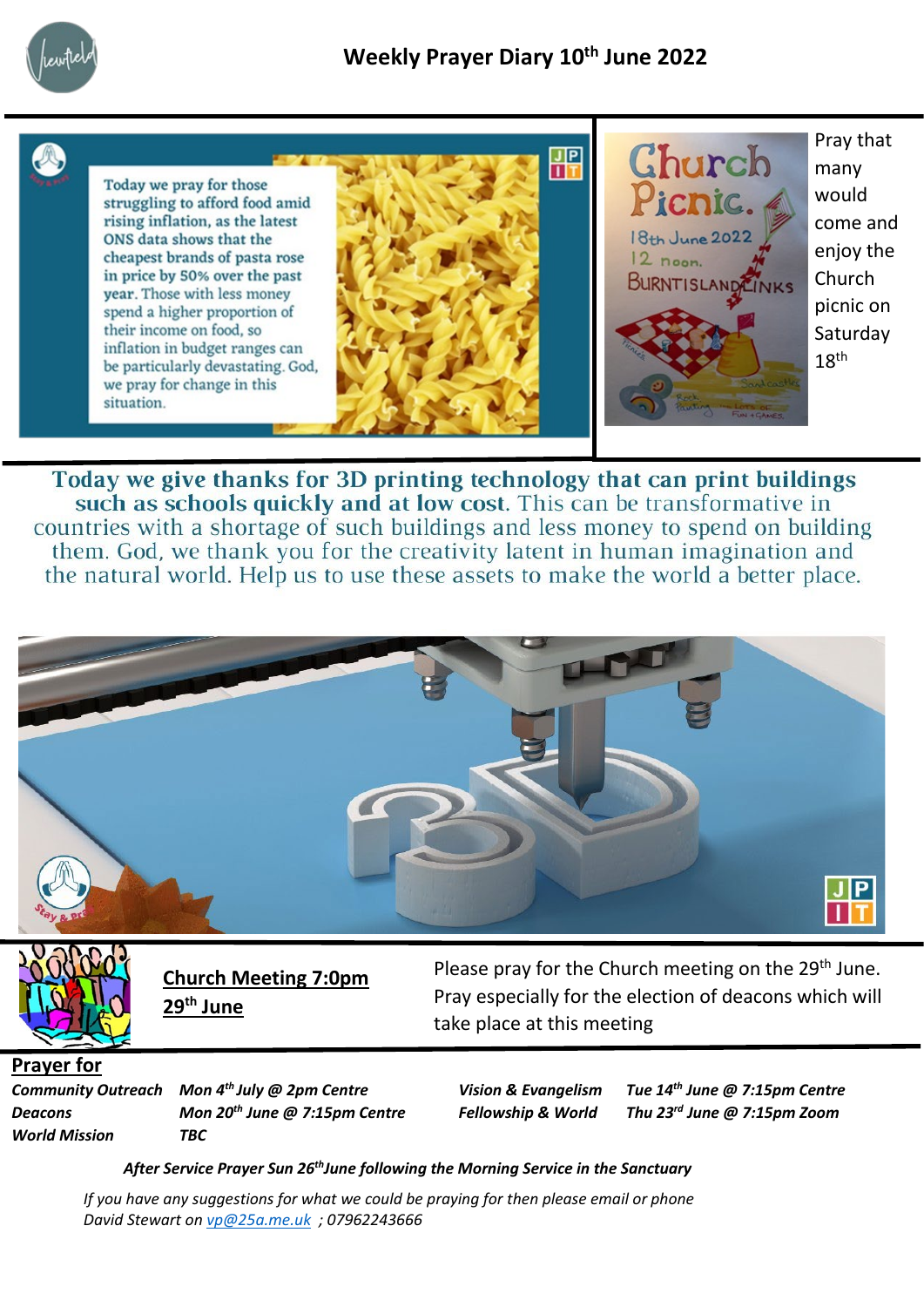# Weekly Prayer Diary 10th June 2022

Today we pray for those struggling to afford food amid rising inflation, as the latest ONS data shows that the cheapest brands of pasta rose in price by 50% over the past year. Those with less money spend a higher proportion of their income on food, so inflation in budget ranges can be particularly devastating. God, we pray for change in this situation.

Church Picnic. 18th June 2022 12 noon. Burntisland Links

Pray that many would come and enjoy the Church picnic on Saturday 18th

**Today we give thanks for 3D printing technology that can print buildings such as schools quickly and at low cost.** This can be transformative in countries with a shortage of such buildings and less money to spend on building them. God, we thank you for the creativity latent in human imagination and the natural world. Help us to use these assets to make the world a better place.

**Church Meeting 7:0pm 29th June**

Please pray for the Church meeting on the 29th June. Pray especially for the election of deacons which will take place at this meeting

## Prayer for

| | | | |
|---|---|---|---|
| ***Community Outreach*** | ***Mon 4th July @ 2pm Centre*** | ***Vision & Evangelism*** | ***Tue 14th June @ 7:15pm Centre*** |
| ***Deacons*** | ***Mon 20th June @ 7:15pm Centre*** | ***Fellowship & World*** | ***Thu 23rd June @ 7:15pm Zoom*** |
| ***World Mission*** | ***TBC*** | | |

***After Service Prayer Sun 26th June following the Morning Service in the Sanctuary***

*If you have any suggestions for what we could be praying for then please email or phone David Stewart on vp@25a.me.uk ; 07962243666*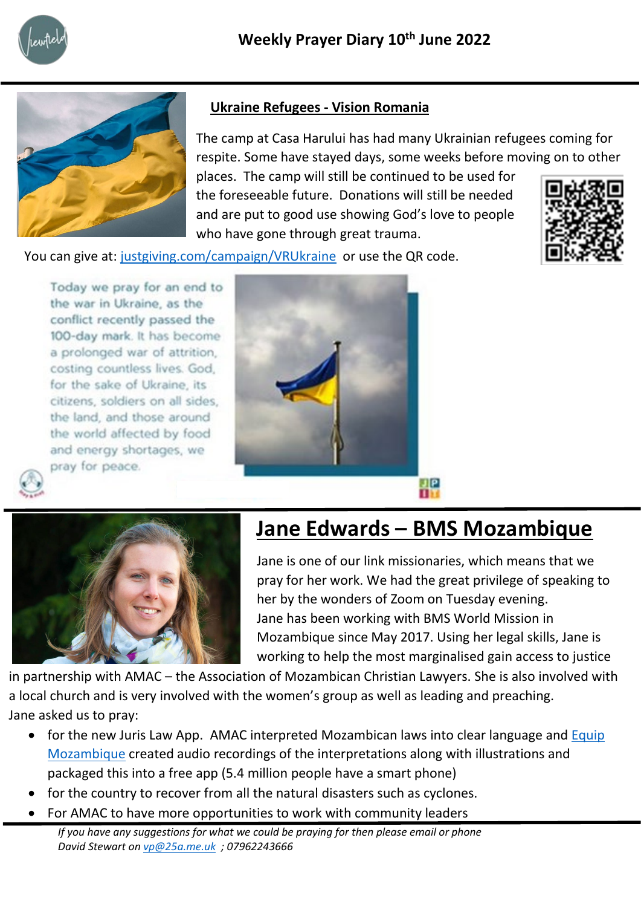# Weekly Prayer Diary 10th June 2022

## Ukraine Refugees - Vision Romania

The camp at Casa Harului has had many Ukrainian refugees coming for respite. Some have stayed days, some weeks before moving on to other places. The camp will still be continued to be used for the foreseeable future. Donations will still be needed and are put to good use showing God's love to people who have gone through great trauma.

You can give at: justgiving.com/campaign/VRUkraine or use the QR code.

Today we pray for an end to the war in Ukraine, as the conflict recently passed the 100-day mark. It has become a prolonged war of attrition, costing countless lives. God, for the sake of Ukraine, its citizens, soldiers on all sides, the land, and those around the world affected by food and energy shortages, we pray for peace.

## Jane Edwards – BMS Mozambique

Jane is one of our link missionaries, which means that we pray for her work. We had the great privilege of speaking to her by the wonders of Zoom on Tuesday evening.

Jane has been working with BMS World Mission in Mozambique since May 2017. Using her legal skills, Jane is working to help the most marginalised gain access to justice in partnership with AMAC – the Association of Mozambican Christian Lawyers. She is also involved with a local church and is very involved with the women's group as well as leading and preaching.

Jane asked us to pray:

- for the new Juris Law App. AMAC interpreted Mozambican laws into clear language and Equip Mozambique created audio recordings of the interpretations along with illustrations and packaged this into a free app (5.4 million people have a smart phone)
- for the country to recover from all the natural disasters such as cyclones.
- For AMAC to have more opportunities to work with community leaders

*If you have any suggestions for what we could be praying for then please email or phone David Stewart on vp@25a.me.uk ; 07962243666*